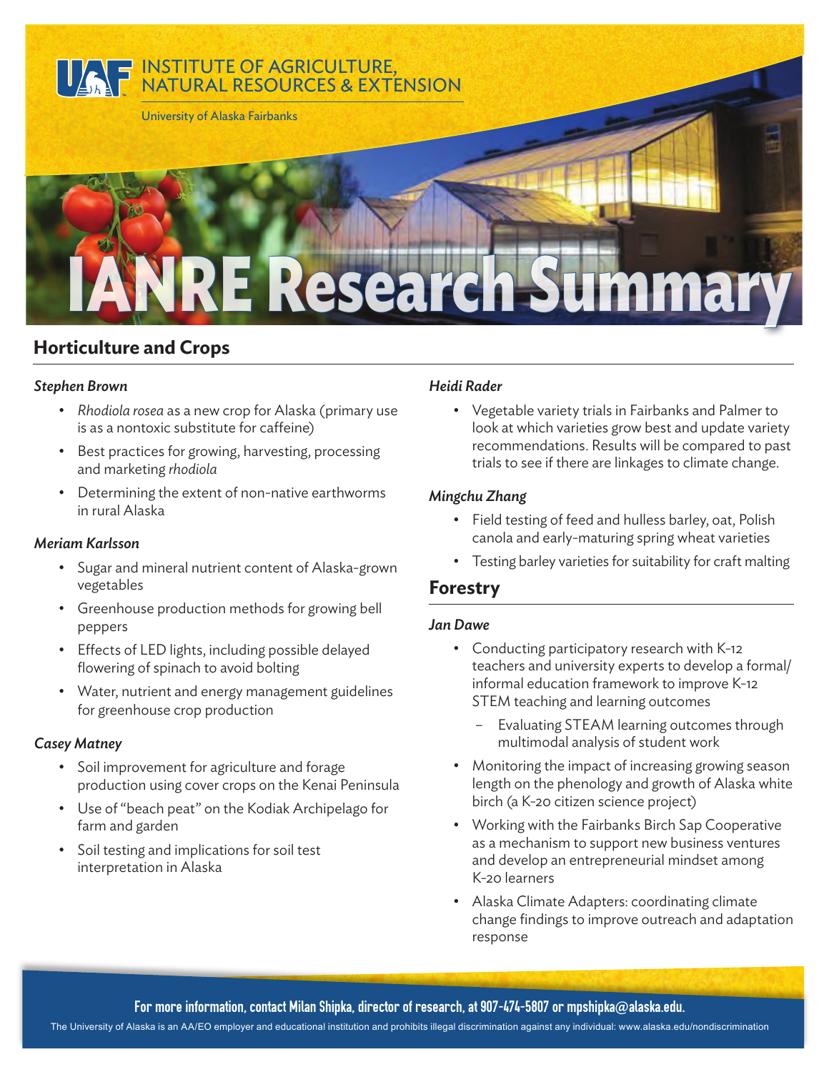# INSTITUTE OF AGRICULTURE, NATURAL RESOURCES & EXTENSION

University of Alaska Fairbanks

# IANRE Research Summary

## Horticulture and Crops

### *Stephen Brown*

- *Rhodiola rosea* as a new crop for Alaska (primary use is as a nontoxic substitute for caffeine)
- Best practices for growing, harvesting, processing and marketing *rhodiola*
- Determining the extent of non-native earthworms in rural Alaska

### *Meriam Karlsson*

- Sugar and mineral nutrient content of Alaska-grown vegetables
- Greenhouse production methods for growing bell peppers
- Effects of LED lights, including possible delayed flowering of spinach to avoid bolting
- Water, nutrient and energy management guidelines for greenhouse crop production

### *Casey Matney*

- Soil improvement for agriculture and forage production using cover crops on the Kenai Peninsula
- Use of "beach peat" on the Kodiak Archipelago for farm and garden
- Soil testing and implications for soil test interpretation in Alaska

### *Heidi Rader*

- Vegetable variety trials in Fairbanks and Palmer to look at which varieties grow best and update variety recommendations. Results will be compared to past trials to see if there are linkages to climate change.

### *Mingchu Zhang*

- Field testing of feed and hulless barley, oat, Polish canola and early-maturing spring wheat varieties
- Testing barley varieties for suitability for craft malting

## Forestry

### *Jan Dawe*

- Conducting participatory research with K-12 teachers and university experts to develop a formal/informal education framework to improve K-12 STEM teaching and learning outcomes
  - Evaluating STEAM learning outcomes through multimodal analysis of student work
- Monitoring the impact of increasing growing season length on the phenology and growth of Alaska white birch (a K-20 citizen science project)
- Working with the Fairbanks Birch Sap Cooperative as a mechanism to support new business ventures and develop an entrepreneurial mindset among K-20 learners
- Alaska Climate Adapters: coordinating climate change findings to improve outreach and adaptation response

**For more information, contact Milan Shipka, director of research, at 907-474-5807 or mpshipka@alaska.edu.**

The University of Alaska is an AA/EO employer and educational institution and prohibits illegal discrimination against any individual: www.alaska.edu/nondiscrimination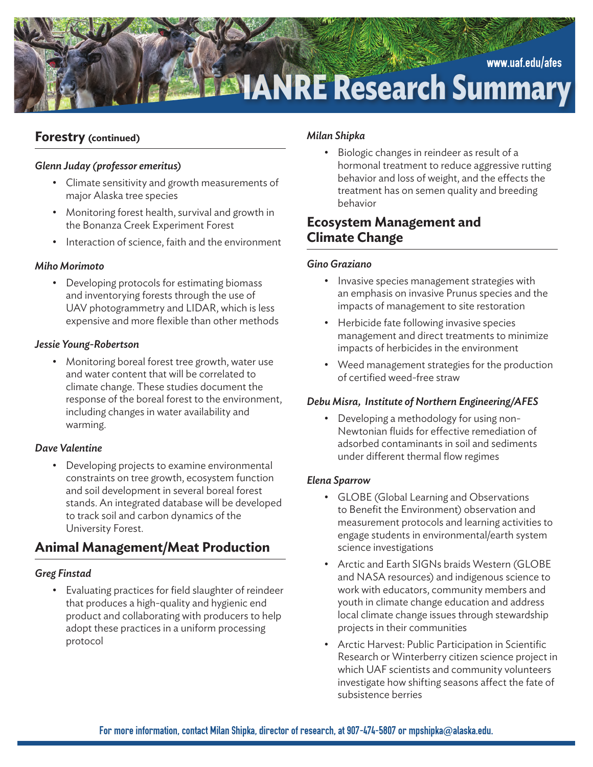# IANRE Research Summary

www.uaf.edu/afes

## Forestry (continued)

*Glenn Juday (professor emeritus)*

- Climate sensitivity and growth measurements of major Alaska tree species
- Monitoring forest health, survival and growth in the Bonanza Creek Experiment Forest
- Interaction of science, faith and the environment

*Miho Morimoto*

- Developing protocols for estimating biomass and inventorying forests through the use of UAV photogrammetry and LIDAR, which is less expensive and more flexible than other methods

*Jessie Young-Robertson*

- Monitoring boreal forest tree growth, water use and water content that will be correlated to climate change. These studies document the response of the boreal forest to the environment, including changes in water availability and warming.

*Dave Valentine*

- Developing projects to examine environmental constraints on tree growth, ecosystem function and soil development in several boreal forest stands. An integrated database will be developed to track soil and carbon dynamics of the University Forest.

## Animal Management/Meat Production

*Greg Finstad*

- Evaluating practices for field slaughter of reindeer that produces a high-quality and hygienic end product and collaborating with producers to help adopt these practices in a uniform processing protocol

*Milan Shipka*

- Biologic changes in reindeer as result of a hormonal treatment to reduce aggressive rutting behavior and loss of weight, and the effects the treatment has on semen quality and breeding behavior

## Ecosystem Management and Climate Change

*Gino Graziano*

- Invasive species management strategies with an emphasis on invasive Prunus species and the impacts of management to site restoration
- Herbicide fate following invasive species management and direct treatments to minimize impacts of herbicides in the environment
- Weed management strategies for the production of certified weed-free straw

*Debu Misra, Institute of Northern Engineering/AFES*

- Developing a methodology for using non-Newtonian fluids for effective remediation of adsorbed contaminants in soil and sediments under different thermal flow regimes

*Elena Sparrow*

- GLOBE (Global Learning and Observations to Benefit the Environment) observation and measurement protocols and learning activities to engage students in environmental/earth system science investigations
- Arctic and Earth SIGNs braids Western (GLOBE and NASA resources) and indigenous science to work with educators, community members and youth in climate change education and address local climate change issues through stewardship projects in their communities
- Arctic Harvest: Public Participation in Scientific Research or Winterberry citizen science project in which UAF scientists and community volunteers investigate how shifting seasons affect the fate of subsistence berries

For more information, contact Milan Shipka, director of research, at 907-474-5807 or mpshipka@alaska.edu.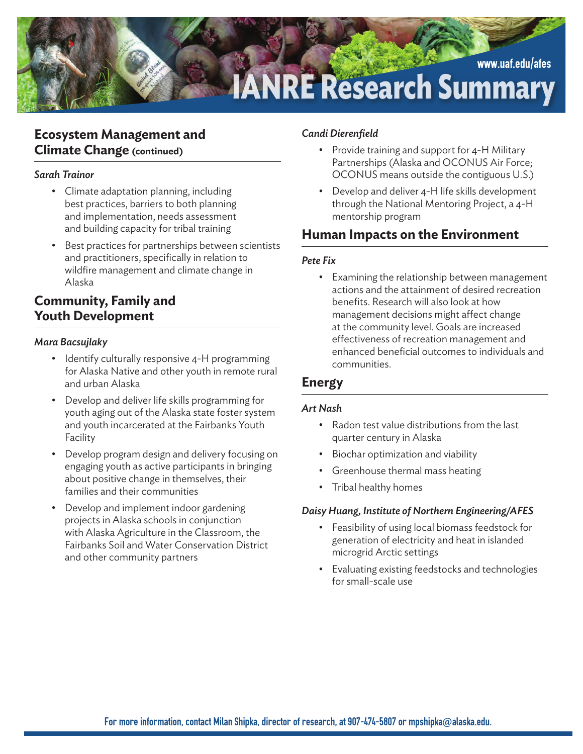## Ecosystem Management and Climate Change (continued)

*Sarah Trainor*

- Climate adaptation planning, including best practices, barriers to both planning and implementation, needs assessment and building capacity for tribal training
- Best practices for partnerships between scientists and practitioners, specifically in relation to wildfire management and climate change in Alaska

## Community, Family and Youth Development

*Mara Bacsujlaky*

- Identify culturally responsive 4-H programming for Alaska Native and other youth in remote rural and urban Alaska
- Develop and deliver life skills programming for youth aging out of the Alaska state foster system and youth incarcerated at the Fairbanks Youth Facility
- Develop program design and delivery focusing on engaging youth as active participants in bringing about positive change in themselves, their families and their communities
- Develop and implement indoor gardening projects in Alaska schools in conjunction with Alaska Agriculture in the Classroom, the Fairbanks Soil and Water Conservation District and other community partners

*Candi Dierenfield*

- Provide training and support for 4-H Military Partnerships (Alaska and OCONUS Air Force; OCONUS means outside the contiguous U.S.)
- Develop and deliver 4-H life skills development through the National Mentoring Project, a 4-H mentorship program

## Human Impacts on the Environment

*Pete Fix*

- Examining the relationship between management actions and the attainment of desired recreation benefits. Research will also look at how management decisions might affect change at the community level. Goals are increased effectiveness of recreation management and enhanced beneficial outcomes to individuals and communities.

## Energy

*Art Nash*

- Radon test value distributions from the last quarter century in Alaska
- Biochar optimization and viability
- Greenhouse thermal mass heating
- Tribal healthy homes

*Daisy Huang, Institute of Northern Engineering/AFES*

- Feasibility of using local biomass feedstock for generation of electricity and heat in islanded microgrid Arctic settings
- Evaluating existing feedstocks and technologies for small-scale use

For more information, contact Milan Shipka, director of research, at 907-474-5807 or mpshipka@alaska.edu.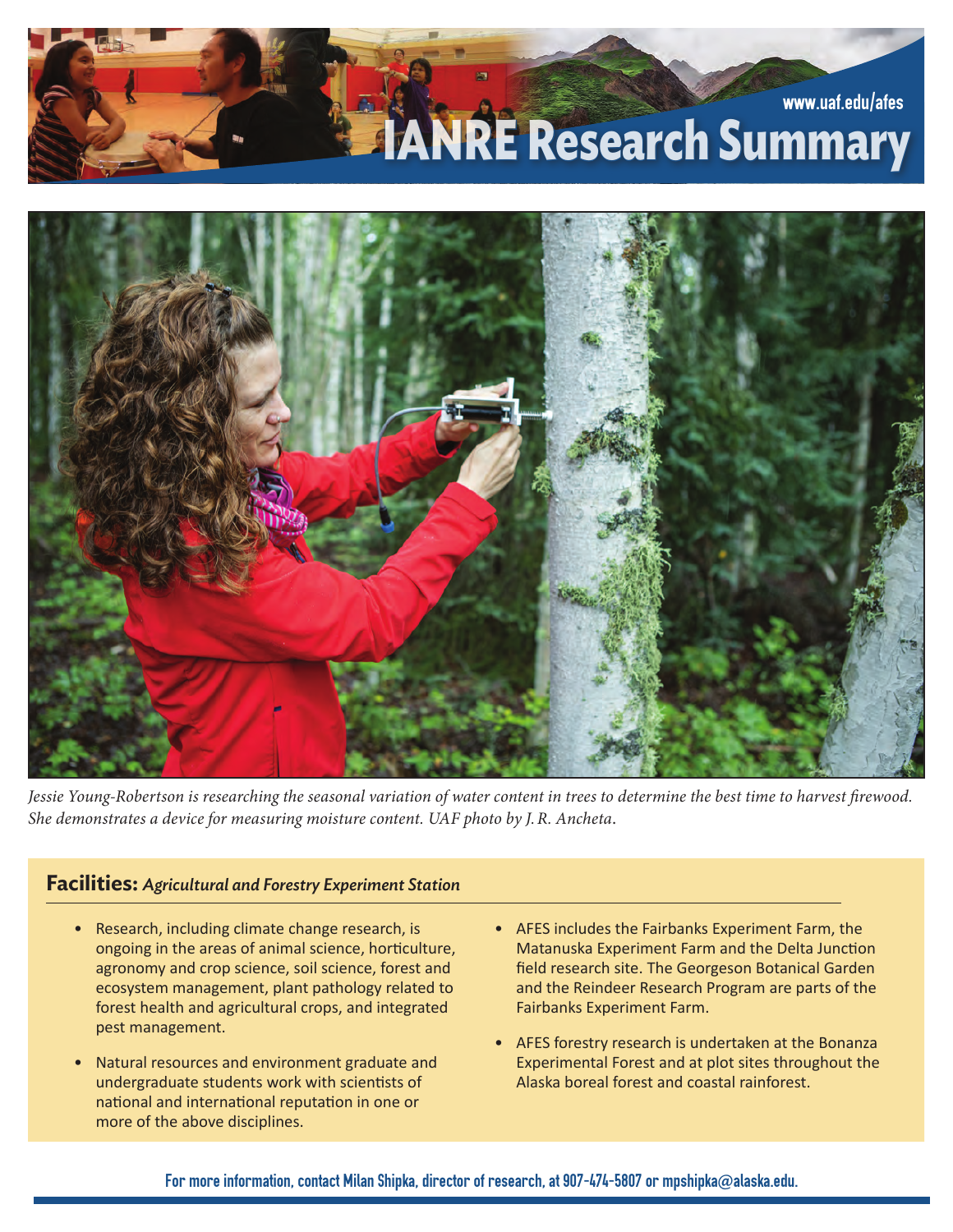www.uaf.edu/afes

# IANRE Research Summary

*Jessie Young-Robertson is researching the seasonal variation of water content in trees to determine the best time to harvest firewood. She demonstrates a device for measuring moisture content. UAF photo by J. R. Ancheta.*

## Facilities: *Agricultural and Forestry Experiment Station*

- Research, including climate change research, is ongoing in the areas of animal science, horticulture, agronomy and crop science, soil science, forest and ecosystem management, plant pathology related to forest health and agricultural crops, and integrated pest management.
- Natural resources and environment graduate and undergraduate students work with scientists of national and international reputation in one or more of the above disciplines.
- AFES includes the Fairbanks Experiment Farm, the Matanuska Experiment Farm and the Delta Junction field research site. The Georgeson Botanical Garden and the Reindeer Research Program are parts of the Fairbanks Experiment Farm.
- AFES forestry research is undertaken at the Bonanza Experimental Forest and at plot sites throughout the Alaska boreal forest and coastal rainforest.

**For more information, contact Milan Shipka, director of research, at 907-474-5807 or mpshipka@alaska.edu.**